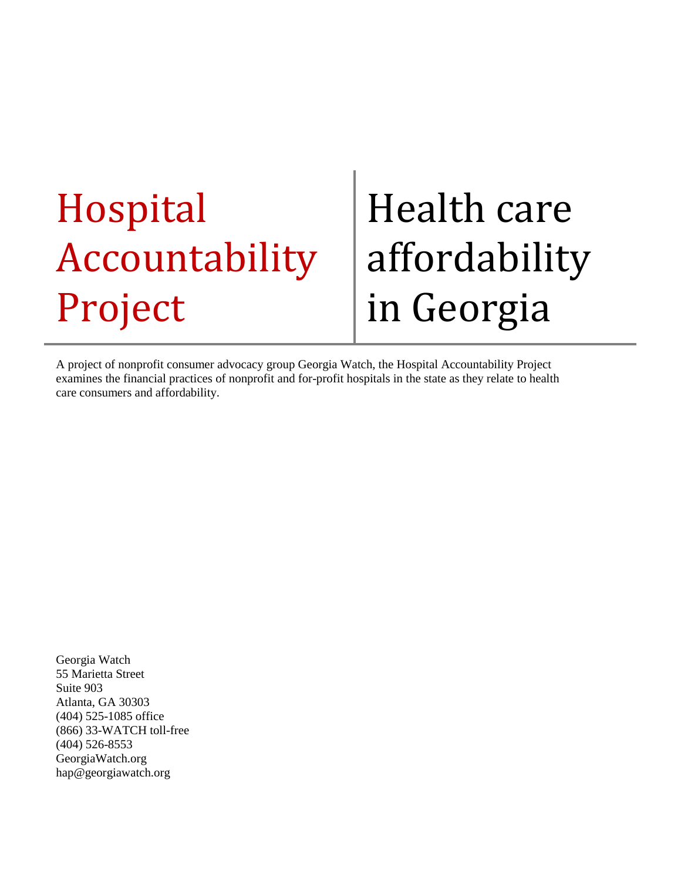# Hospital Accountability Project

# Health care affordability in Georgia

A project of nonprofit consumer advocacy group Georgia Watch, the Hospital Accountability Project examines the financial practices of nonprofit and for-profit hospitals in the state as they relate to health care consumers and affordability.

Georgia Watch
55 Marietta Street
Suite 903
Atlanta, GA 30303
(404) 525-1085 office
(866) 33-WATCH toll-free
(404) 526-8553
GeorgiaWatch.org
hap@georgiawatch.org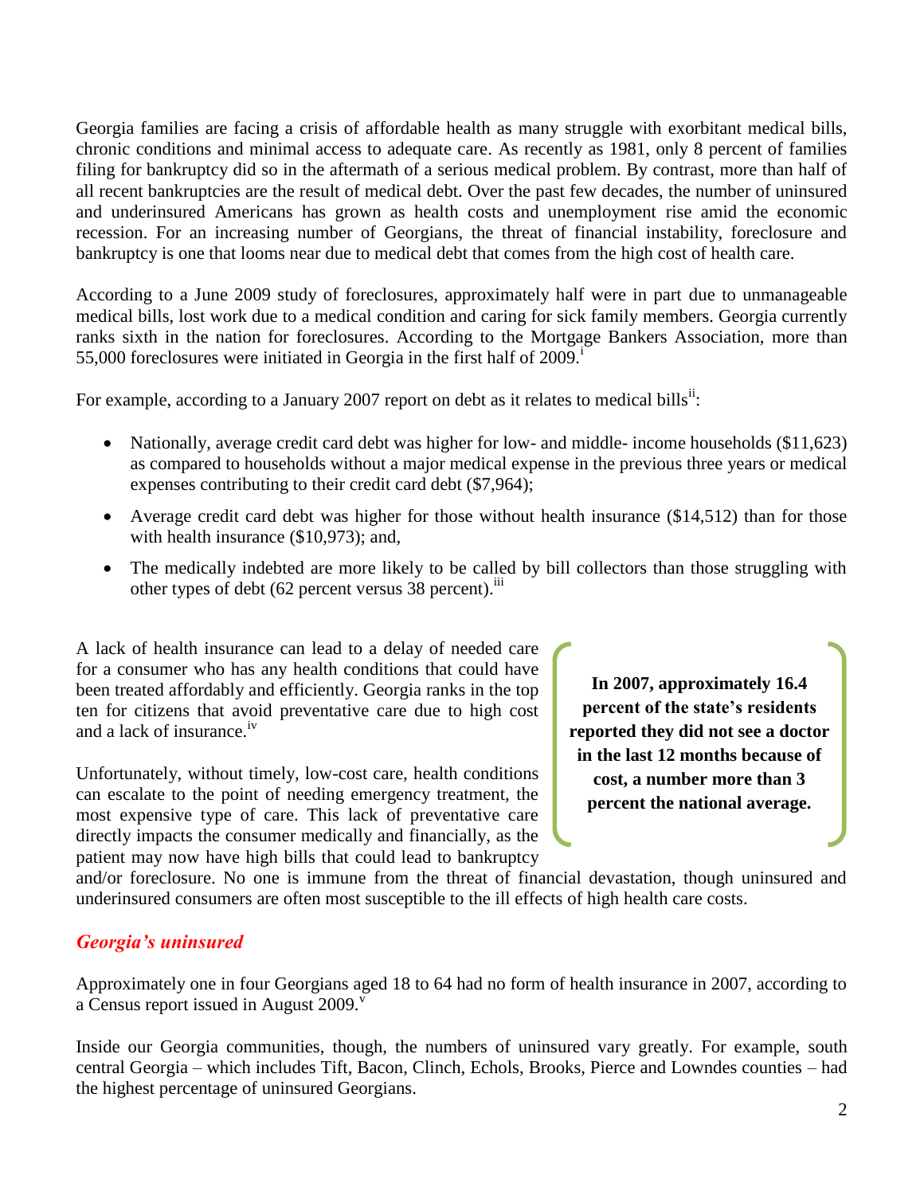Georgia families are facing a crisis of affordable health as many struggle with exorbitant medical bills, chronic conditions and minimal access to adequate care. As recently as 1981, only 8 percent of families filing for bankruptcy did so in the aftermath of a serious medical problem. By contrast, more than half of all recent bankruptcies are the result of medical debt. Over the past few decades, the number of uninsured and underinsured Americans has grown as health costs and unemployment rise amid the economic recession. For an increasing number of Georgians, the threat of financial instability, foreclosure and bankruptcy is one that looms near due to medical debt that comes from the high cost of health care.

According to a June 2009 study of foreclosures, approximately half were in part due to unmanageable medical bills, lost work due to a medical condition and caring for sick family members. Georgia currently ranks sixth in the nation for foreclosures. According to the Mortgage Bankers Association, more than 55,000 foreclosures were initiated in Georgia in the first half of 2009.[i]

For example, according to a January 2007 report on debt as it relates to medical bills[ii]:

- Nationally, average credit card debt was higher for low- and middle- income households ($11,623) as compared to households without a major medical expense in the previous three years or medical expenses contributing to their credit card debt ($7,964);
- Average credit card debt was higher for those without health insurance ($14,512) than for those with health insurance ($10,973); and,
- The medically indebted are more likely to be called by bill collectors than those struggling with other types of debt (62 percent versus 38 percent).[iii]

A lack of health insurance can lead to a delay of needed care for a consumer who has any health conditions that could have been treated affordably and efficiently. Georgia ranks in the top ten for citizens that avoid preventative care due to high cost and a lack of insurance.[iv]

**In 2007, approximately 16.4 percent of the state's residents reported they did not see a doctor in the last 12 months because of cost, a number more than 3 percent the national average.**

Unfortunately, without timely, low-cost care, health conditions can escalate to the point of needing emergency treatment, the most expensive type of care. This lack of preventative care directly impacts the consumer medically and financially, as the patient may now have high bills that could lead to bankruptcy and/or foreclosure. No one is immune from the threat of financial devastation, though uninsured and underinsured consumers are often most susceptible to the ill effects of high health care costs.

## *Georgia's uninsured*

Approximately one in four Georgians aged 18 to 64 had no form of health insurance in 2007, according to a Census report issued in August 2009.[v]

Inside our Georgia communities, though, the numbers of uninsured vary greatly. For example, south central Georgia – which includes Tift, Bacon, Clinch, Echols, Brooks, Pierce and Lowndes counties – had the highest percentage of uninsured Georgians.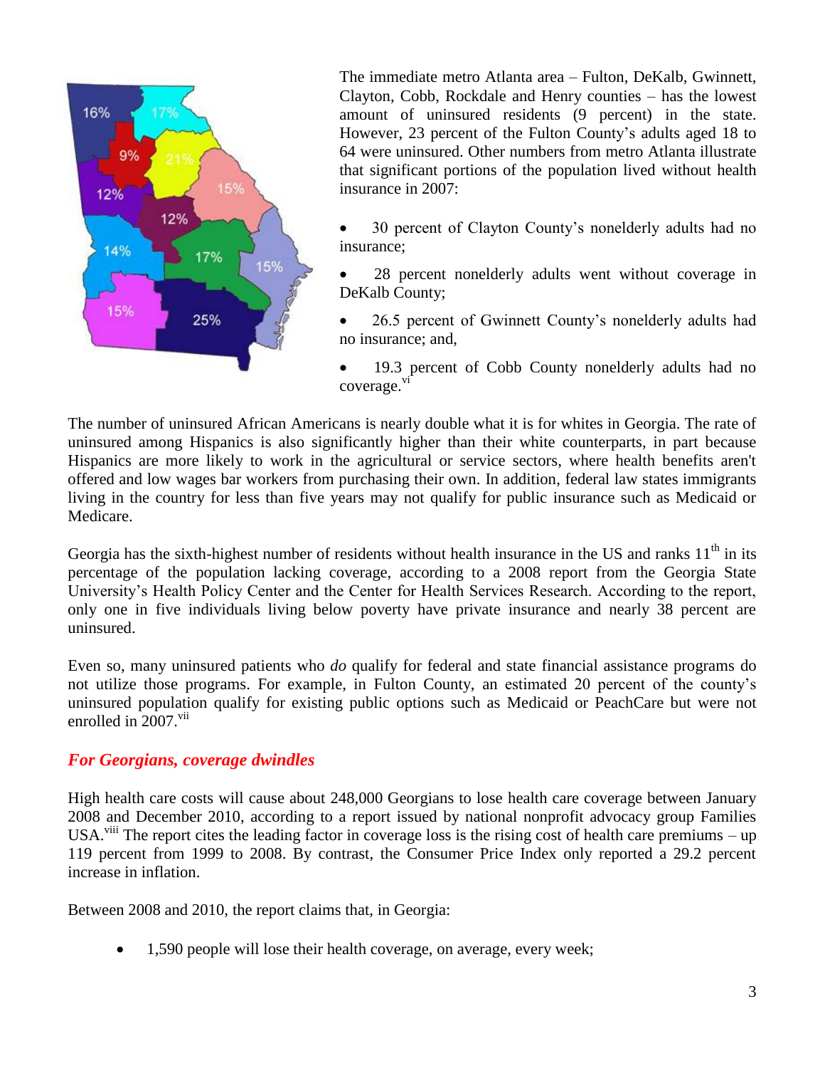The immediate metro Atlanta area – Fulton, DeKalb, Gwinnett, Clayton, Cobb, Rockdale and Henry counties – has the lowest amount of uninsured residents (9 percent) in the state. However, 23 percent of the Fulton County's adults aged 18 to 64 were uninsured. Other numbers from metro Atlanta illustrate that significant portions of the population lived without health insurance in 2007:

- 30 percent of Clayton County's nonelderly adults had no insurance;
- 28 percent nonelderly adults went without coverage in DeKalb County;
- 26.5 percent of Gwinnett County's nonelderly adults had no insurance; and,
- 19.3 percent of Cobb County nonelderly adults had no coverage.[vi]

The number of uninsured African Americans is nearly double what it is for whites in Georgia. The rate of uninsured among Hispanics is also significantly higher than their white counterparts, in part because Hispanics are more likely to work in the agricultural or service sectors, where health benefits aren't offered and low wages bar workers from purchasing their own. In addition, federal law states immigrants living in the country for less than five years may not qualify for public insurance such as Medicaid or Medicare.

Georgia has the sixth-highest number of residents without health insurance in the US and ranks 11th in its percentage of the population lacking coverage, according to a 2008 report from the Georgia State University's Health Policy Center and the Center for Health Services Research. According to the report, only one in five individuals living below poverty have private insurance and nearly 38 percent are uninsured.

Even so, many uninsured patients who *do* qualify for federal and state financial assistance programs do not utilize those programs. For example, in Fulton County, an estimated 20 percent of the county's uninsured population qualify for existing public options such as Medicaid or PeachCare but were not enrolled in 2007.[vii]

## *For Georgians, coverage dwindles*

High health care costs will cause about 248,000 Georgians to lose health care coverage between January 2008 and December 2010, according to a report issued by national nonprofit advocacy group Families USA.[viii] The report cites the leading factor in coverage loss is the rising cost of health care premiums – up 119 percent from 1999 to 2008. By contrast, the Consumer Price Index only reported a 29.2 percent increase in inflation.

Between 2008 and 2010, the report claims that, in Georgia:

- 1,590 people will lose their health coverage, on average, every week;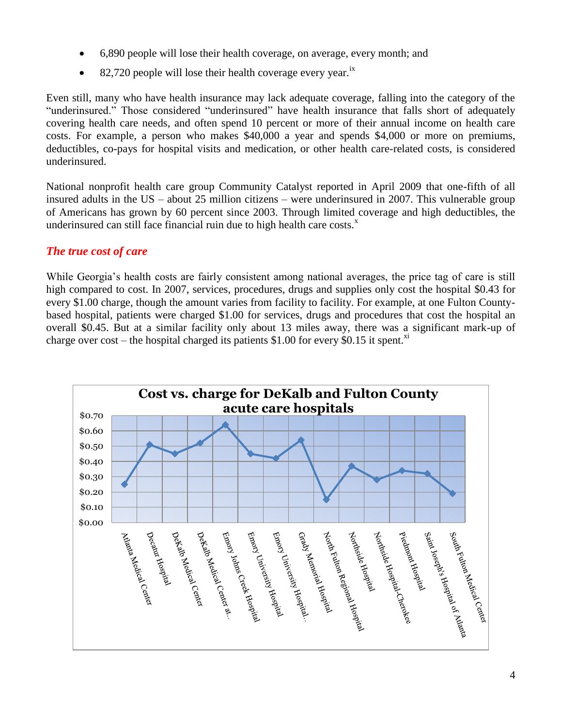- 6,890 people will lose their health coverage, on average, every month; and
- 82,720 people will lose their health coverage every year.[ix]

Even still, many who have health insurance may lack adequate coverage, falling into the category of the "underinsured." Those considered "underinsured" have health insurance that falls short of adequately covering health care needs, and often spend 10 percent or more of their annual income on health care costs. For example, a person who makes $40,000 a year and spends $4,000 or more on premiums, deductibles, co-pays for hospital visits and medication, or other health care-related costs, is considered underinsured.

National nonprofit health care group Community Catalyst reported in April 2009 that one-fifth of all insured adults in the US – about 25 million citizens – were underinsured in 2007. This vulnerable group of Americans has grown by 60 percent since 2003. Through limited coverage and high deductibles, the underinsured can still face financial ruin due to high health care costs.[x]

### *The true cost of care*

While Georgia's health costs are fairly consistent among national averages, the price tag of care is still high compared to cost. In 2007, services, procedures, drugs and supplies only cost the hospital $0.43 for every $1.00 charge, though the amount varies from facility to facility. For example, at one Fulton County-based hospital, patients were charged $1.00 for services, drugs and procedures that cost the hospital an overall $0.45. But at a similar facility only about 13 miles away, there was a significant mark-up of charge over cost – the hospital charged its patients $1.00 for every $0.15 it spent.[xi]

**Cost vs. charge for DeKalb and Fulton County acute care hospitals**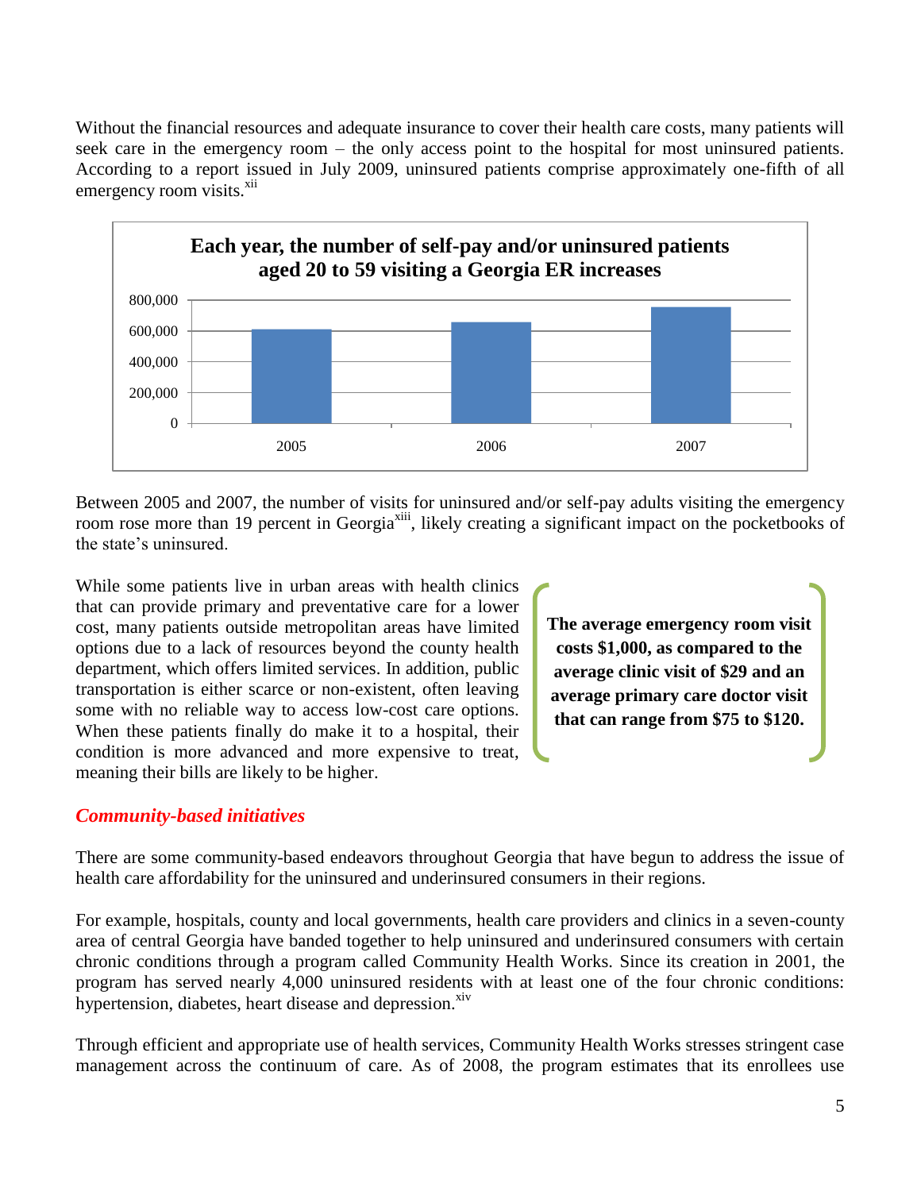Without the financial resources and adequate insurance to cover their health care costs, many patients will seek care in the emergency room – the only access point to the hospital for most uninsured patients. According to a report issued in July 2009, uninsured patients comprise approximately one-fifth of all emergency room visits.[xii]

**Each year, the number of self-pay and/or uninsured patients aged 20 to 59 visiting a Georgia ER increases**

Between 2005 and 2007, the number of visits for uninsured and/or self-pay adults visiting the emergency room rose more than 19 percent in Georgia[xiii], likely creating a significant impact on the pocketbooks of the state's uninsured.

While some patients live in urban areas with health clinics that can provide primary and preventative care for a lower cost, many patients outside metropolitan areas have limited options due to a lack of resources beyond the county health department, which offers limited services. In addition, public transportation is either scarce or non-existent, often leaving some with no reliable way to access low-cost care options. When these patients finally do make it to a hospital, their condition is more advanced and more expensive to treat, meaning their bills are likely to be higher.

**The average emergency room visit costs $1,000, as compared to the average clinic visit of $29 and an average primary care doctor visit that can range from $75 to $120.**

## *Community-based initiatives*

There are some community-based endeavors throughout Georgia that have begun to address the issue of health care affordability for the uninsured and underinsured consumers in their regions.

For example, hospitals, county and local governments, health care providers and clinics in a seven-county area of central Georgia have banded together to help uninsured and underinsured consumers with certain chronic conditions through a program called Community Health Works. Since its creation in 2001, the program has served nearly 4,000 uninsured residents with at least one of the four chronic conditions: hypertension, diabetes, heart disease and depression.[xiv]

Through efficient and appropriate use of health services, Community Health Works stresses stringent case management across the continuum of care. As of 2008, the program estimates that its enrollees use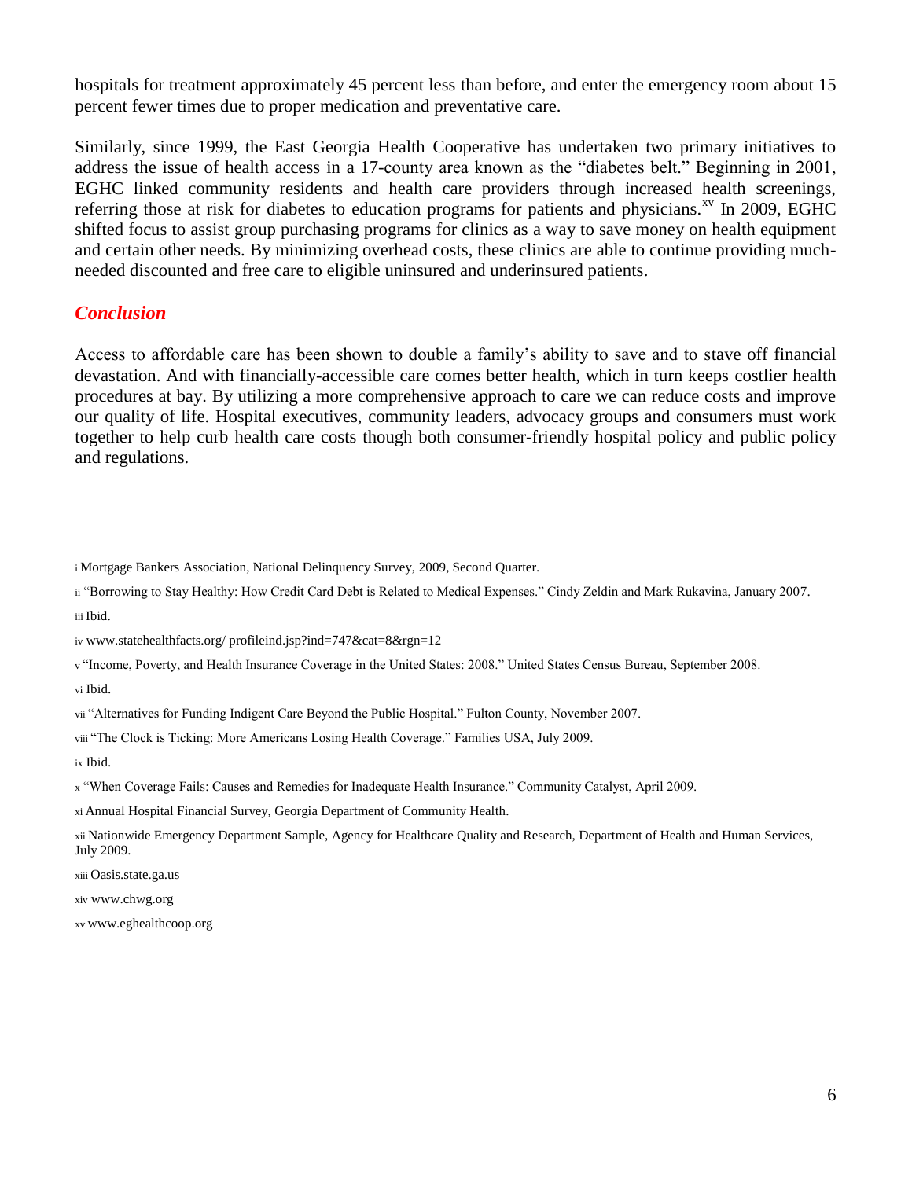hospitals for treatment approximately 45 percent less than before, and enter the emergency room about 15 percent fewer times due to proper medication and preventative care.

Similarly, since 1999, the East Georgia Health Cooperative has undertaken two primary initiatives to address the issue of health access in a 17-county area known as the "diabetes belt." Beginning in 2001, EGHC linked community residents and health care providers through increased health screenings, referring those at risk for diabetes to education programs for patients and physicians.[xv] In 2009, EGHC shifted focus to assist group purchasing programs for clinics as a way to save money on health equipment and certain other needs. By minimizing overhead costs, these clinics are able to continue providing much-needed discounted and free care to eligible uninsured and underinsured patients.

## *Conclusion*

Access to affordable care has been shown to double a family's ability to save and to stave off financial devastation. And with financially-accessible care comes better health, which in turn keeps costlier health procedures at bay. By utilizing a more comprehensive approach to care we can reduce costs and improve our quality of life. Hospital executives, community leaders, advocacy groups and consumers must work together to help curb health care costs though both consumer-friendly hospital policy and public policy and regulations.

---

i Mortgage Bankers Association, National Delinquency Survey, 2009, Second Quarter.

ii "Borrowing to Stay Healthy: How Credit Card Debt is Related to Medical Expenses." Cindy Zeldin and Mark Rukavina, January 2007.

iii Ibid.

iv www.statehealthfacts.org/ profileind.jsp?ind=747&cat=8&rgn=12

v "Income, Poverty, and Health Insurance Coverage in the United States: 2008." United States Census Bureau, September 2008.

vi Ibid.

vii "Alternatives for Funding Indigent Care Beyond the Public Hospital." Fulton County, November 2007.

viii "The Clock is Ticking: More Americans Losing Health Coverage." Families USA, July 2009.

ix Ibid.

x "When Coverage Fails: Causes and Remedies for Inadequate Health Insurance." Community Catalyst, April 2009.

xi Annual Hospital Financial Survey, Georgia Department of Community Health.

xii Nationwide Emergency Department Sample, Agency for Healthcare Quality and Research, Department of Health and Human Services, July 2009.

xiii Oasis.state.ga.us

xiv www.chwg.org

xv www.eghealthcoop.org